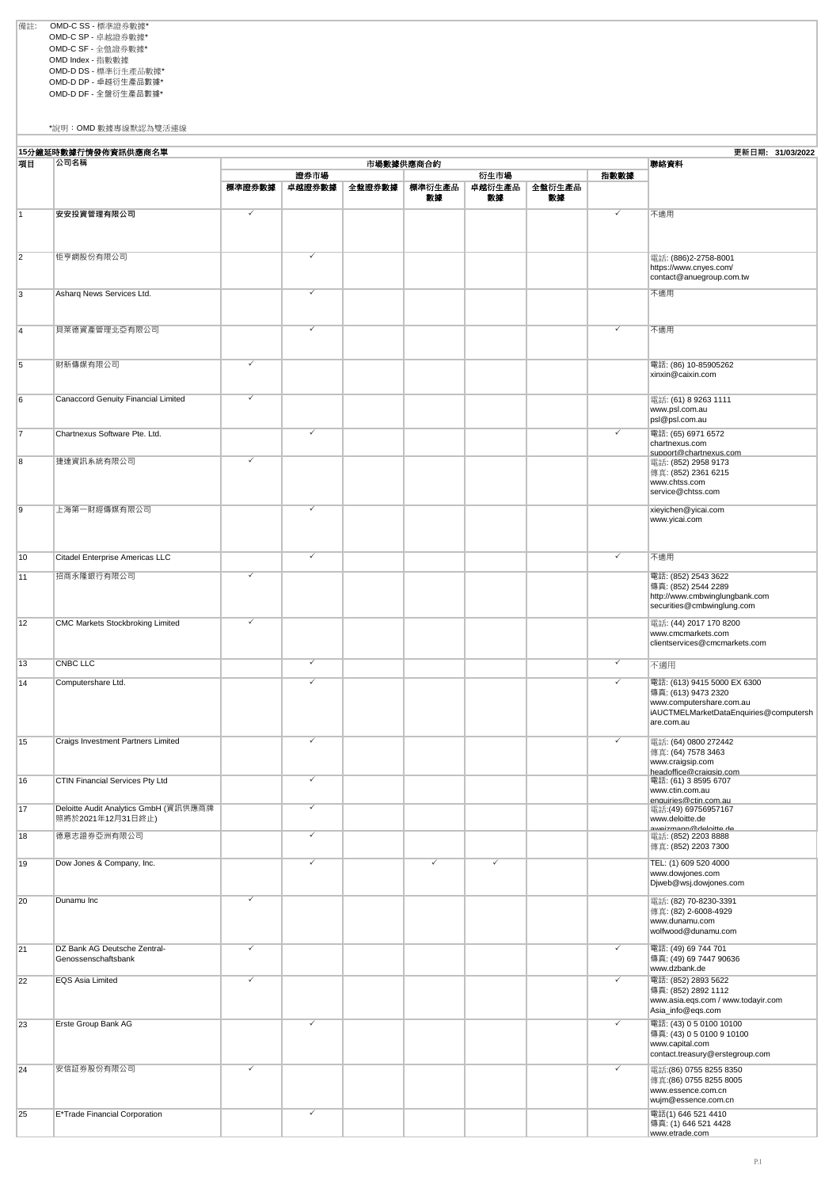備註: OMD-C SS - 標準證券數據*
OMD-C SP - 卓越證券數據*
OMD-C SF - 全盤證券數據*
OMD Index - 指數數據
OMD-D DS - 標準衍生產品數據*
OMD-D DP - 卓越衍生產品數據*
OMD-D DF - 全盤衍生產品數據*

*說明：OMD 數據專線默認為雙活連線

**15分鐘延時數據行情發佈資訊供應商名單**

**更新日期: 31/03/2022**

| 項目 | 公司名稱 | 市場數據供應商合約 | | | | | | | 聯絡資料 |
|---|---|---|---|---|---|---|---|---|---|
| | | 證券市場 | | | 衍生市場 | | | 指數數據 | |
| | | 標準證券數據 | 卓越證券數據 | 全盤證券數據 | 標準衍生產品數據 | 卓越衍生產品數據 | 全盤衍生產品數據 | | |
| 1 | 安安投資管理有限公司 | ✓ | | | | | | ✓ | 不適用 |
| 2 | 鉅亨網股份有限公司 | | ✓ | | | | | | 電話: (886)2-2758-8001<br>https://www.cnyes.com/<br>contact@anuegroup.com.tw |
| 3 | Asharq News Services Ltd. | | ✓ | | | | | | 不適用 |
| 4 | 貝萊德資產管理北亞有限公司 | | ✓ | | | | | ✓ | 不適用 |
| 5 | 財新傳媒有限公司 | ✓ | | | | | | | 電話: (86) 10-85905262<br>xinxin@caixin.com |
| 6 | Canaccord Genuity Financial Limited | ✓ | | | | | | | 電話: (61) 8 9263 1111<br>www.psl.com.au<br>psl@psl.com.au |
| 7 | Chartnexus Software Pte. Ltd. | | ✓ | | | | | ✓ | 電話: (65) 6971 6572<br>chartnexus.com<br>support@chartnexus.com |
| 8 | 捷達資訊系統有限公司 | ✓ | | | | | | | 電話: (852) 2958 9173<br>傳真: (852) 2361 6215<br>www.chtss.com<br>service@chtss.com |
| 9 | 上海第一財經傳媒有限公司 | | ✓ | | | | | | xieyichen@yicai.com<br>www.yicai.com |
| 10 | Citadel Enterprise Americas LLC | | ✓ | | | | | ✓ | 不適用 |
| 11 | 招商永隆銀行有限公司 | ✓ | | | | | | | 電話: (852) 2543 3622<br>傳真: (852) 2544 2289<br>http://www.cmbwinglungbank.com<br>securities@cmbwinglung.com |
| 12 | CMC Markets Stockbroking Limited | ✓ | | | | | | | 電話: (44) 2017 170 8200<br>www.cmcmarkets.com<br>clientservices@cmcmarkets.com |
| 13 | CNBC LLC | | ✓ | | | | | ✓ | 不適用 |
| 14 | Computershare Ltd. | | ✓ | | | | | ✓ | 電話: (613) 9415 5000 EX 6300<br>傳真: (613) 9473 2320<br>www.computershare.com.au<br>iAUCTMELMarketDataEnquiries@computershare.com.au |
| 15 | Craigs Investment Partners Limited | | ✓ | | | | | ✓ | 電話: (64) 0800 272442<br>傳真: (64) 7578 3463<br>www.craigsip.com<br>headoffice@craigsip.com |
| 16 | CTIN Financial Services Pty Ltd | | ✓ | | | | | | 電話: (61) 3 8595 6707<br>www.ctin.com.au<br>enquiries@ctin.com.au |
| 17 | Deloitte Audit Analytics GmbH (資訊供應商牌照將於2021年12月31日終止) | | ✓ | | | | | | 電話:(49) 69756957167<br>www.deloitte.de<br>aweizmann@deloitte.de |
| 18 | 德意志證券亞洲有限公司 | | ✓ | | | | | | 電話: (852) 2203 8888<br>傳真: (852) 2203 7300 |
| 19 | Dow Jones & Company, Inc. | | ✓ | | ✓ | ✓ | | | TEL: (1) 609 520 4000<br>www.dowjones.com<br>Djweb@wsj.dowjones.com |
| 20 | Dunamu Inc | ✓ | | | | | | | 電話: (82) 70-8230-3391<br>傳真: (82) 2-6008-4929<br>www.dunamu.com<br>wolfwood@dunamu.com |
| 21 | DZ Bank AG Deutsche Zentral-Genossenschaftsbank | ✓ | | | | | | ✓ | 電話: (49) 69 744 701<br>傳真: (49) 69 7447 90636<br>www.dzbank.de |
| 22 | EQS Asia Limited | ✓ | | | | | | ✓ | 電話: (852) 2893 5622<br>傳真: (852) 2892 1112<br>www.asia.eqs.com / www.todayir.com<br>Asia_info@eqs.com |
| 23 | Erste Group Bank AG | | ✓ | | | | | ✓ | 電話: (43) 0 5 0100 10100<br>傳真: (43) 0 5 0100 9 10100<br>www.capital.com<br>contact.treasury@erstegroup.com |
| 24 | 安信証券股份有限公司 | ✓ | | | | | | ✓ | 電話:(86) 0755 8255 8350<br>傳真:(86) 0755 8255 8005<br>www.essence.com.cn<br>wujm@essence.com.cn |
| 25 | E*Trade Financial Corporation | | ✓ | | | | | | 電話(1) 646 521 4410<br>傳真: (1) 646 521 4428<br>www.etrade.com |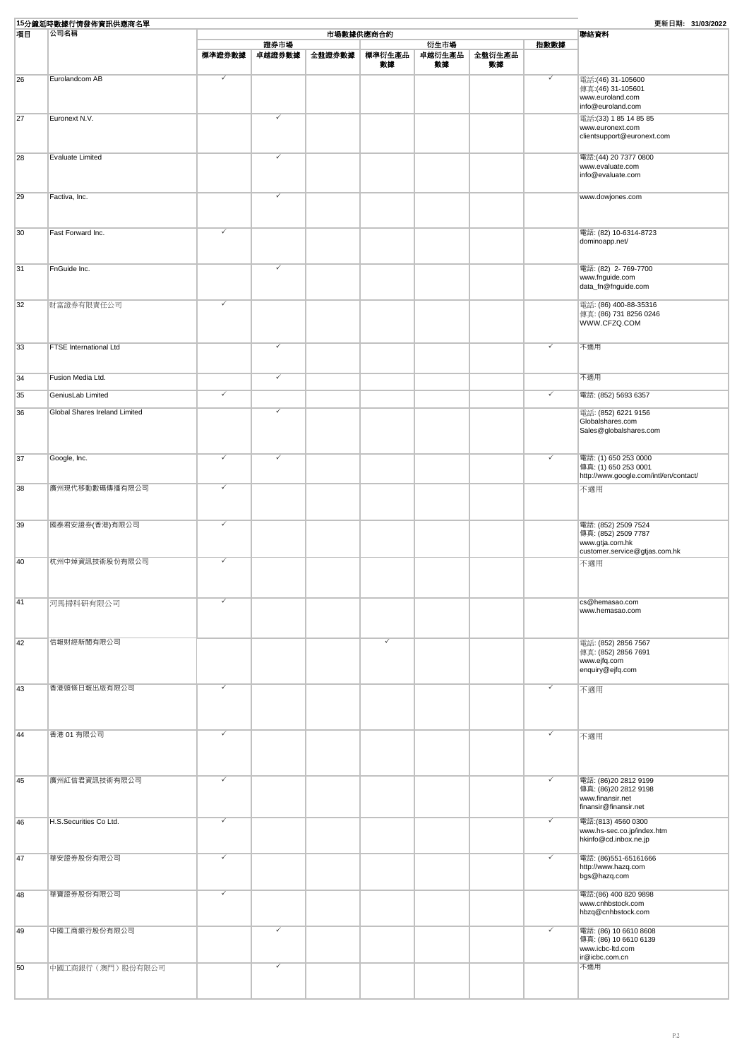**15分鐘延時數據行情發佈資訊供應商名單**

更新日期: 31/03/2022

| 項目 | 公司名稱 | 市場數據供應商合約 | | | | | | | 聯絡資料 |
|---|---|---|---|---|---|---|---|---|---|
| | | 證券市場 | | | 衍生市場 | | | 指數數據 | |
| | | 標準證券數據 | 卓越證券數據 | 全盤證券數據 | 標準衍生產品數據 | 卓越衍生產品數據 | 全盤衍生產品數據 | | |
| 26 | Eurolandcom AB | ✓ | | | | | | ✓ | 電話:(46) 31-105600<br>傳真:(46) 31-105601<br>www.euroland.com<br>info@euroland.com |
| 27 | Euronext N.V. | | ✓ | | | | | | 電話:(33) 1 85 14 85 85<br>www.euronext.com<br>clientsupport@euronext.com |
| 28 | Evaluate Limited | | ✓ | | | | | | 電話:(44) 20 7377 0800<br>www.evaluate.com<br>info@evaluate.com |
| 29 | Factiva, Inc. | | ✓ | | | | | | www.dowjones.com |
| 30 | Fast Forward Inc. | ✓ | | | | | | | 電話: (82) 10-6314-8723<br>dominoapp.net/ |
| 31 | FnGuide Inc. | | ✓ | | | | | | 電話: (82) 2- 769-7700<br>www.fnguide.com<br>data_fn@fnguide.com |
| 32 | 財富證券有限責任公司 | ✓ | | | | | | | 電話: (86) 400-88-35316<br>傳真: (86) 731 8256 0246<br>WWW.CFZQ.COM |
| 33 | FTSE International Ltd | | ✓ | | | | | ✓ | 不適用 |
| 34 | Fusion Media Ltd. | | ✓ | | | | | | 不適用 |
| 35 | GeniusLab Limited | ✓ | | | | | | ✓ | 電話: (852) 5693 6357 |
| 36 | Global Shares Ireland Limited | | ✓ | | | | | | 電話: (852) 6221 9156<br>Globalshares.com<br>Sales@globalshares.com |
| 37 | Google, Inc. | ✓ | ✓ | | | | | ✓ | 電話: (1) 650 253 0000<br>傳真: (1) 650 253 0001<br>http://www.google.com/intl/en/contact/ |
| 38 | 廣州現代移動數碼傳播有限公司 | ✓ | | | | | | | 不適用 |
| 39 | 國泰君安證券(香港)有限公司 | ✓ | | | | | | | 電話: (852) 2509 7524<br>傳真: (852) 2509 7787<br>www.gtja.com.hk<br>customer.service@gtjas.com.hk |
| 40 | 杭州中焯資訊技術股份有限公司 | ✓ | | | | | | | 不適用 |
| 41 | 河馬掃科研有限公司 | ✓ | | | | | | | cs@hemasao.com<br>www.hemasao.com |
| 42 | 信報財經新聞有限公司 | | | | ✓ | | | | 電話: (852) 2856 7567<br>傳真: (852) 2856 7691<br>www.ejfq.com<br>enquiry@ejfq.com |
| 43 | 香港頭條日報出版有限公司 | ✓ | | | | | | ✓ | 不適用 |
| 44 | 香港 01 有限公司 | ✓ | | | | | | ✓ | 不適用 |
| 45 | 廣州紅信君資訊技術有限公司 | ✓ | | | | | | ✓ | 電話: (86)20 2812 9199<br>傳真: (86)20 2812 9198<br>www.finansir.net<br>finansir@finansir.net |
| 46 | H.S.Securities Co Ltd. | ✓ | | | | | | ✓ | 電話:(813) 4560 0300<br>www.hs-sec.co.jp/index.htm<br>hkinfo@cd.inbox.ne.jp |
| 47 | 華安證券股份有限公司 | ✓ | | | | | | ✓ | 電話: (86)551-65161666<br>http://www.hazq.com<br>bgs@hazq.com |
| 48 | 華寶證券股份有限公司 | ✓ | | | | | | | 電話:(86) 400 820 9898<br>www.cnhbstock.com<br>hbzq@cnhbstock.com |
| 49 | 中國工商銀行股份有限公司 | | ✓ | | | | | ✓ | 電話: (86) 10 6610 8608<br>傳真: (86) 10 6610 6139<br>www.icbc-ltd.com<br>ir@icbc.com.cn |
| 50 | 中國工商銀行（澳門）股份有限公司 | | ✓ | | | | | | 不適用 |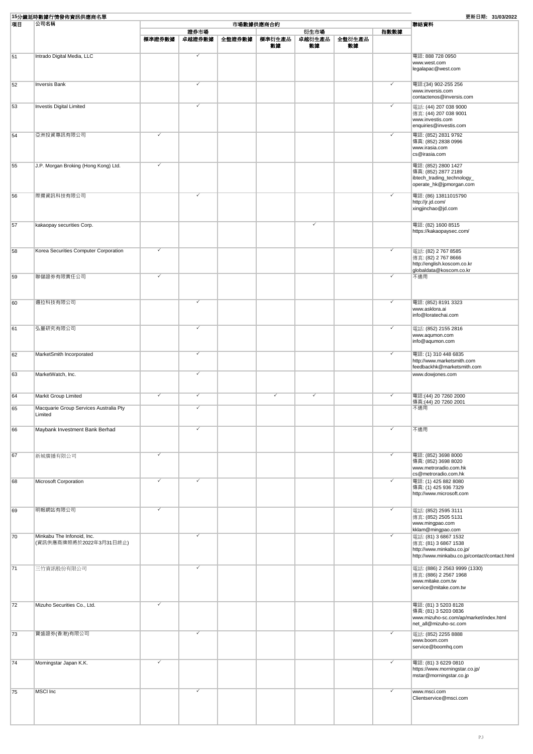**15分鐘延時數據行情發佈資訊供應商名單**

更新日期: **31/03/2022**

| 項目 | 公司名稱 | 市場數據供應商合約 | | | | | | | 聯絡資料 |
|---|---|---|---|---|---|---|---|---|---|
| | | 證券市場 | | | 衍生市場 | | | 指數數據 | |
| | | 標準證券數據 | 卓越證券數據 | 全盤證券數據 | 標準衍生產品數據 | 卓越衍生產品數據 | 全盤衍生產品數據 | | |
| 51 | Intrado Digital Media, LLC | | ✓ | | | | | | 電話: 888 728 0950<br>www.west.com<br>legalapac@west.com |
| 52 | Inversis Bank | | ✓ | | | | | ✓ | 電話:(34) 902-255 256<br>www.inversis.com<br>contactenos@inversis.com |
| 53 | Investis Digital Limited | | ✓ | | | | | ✓ | 電話: (44) 207 038 9000<br>傳真: (44) 207 038 9001<br>www.investis.com<br>enquiries@investis.com |
| 54 | 亞洲投資專訊有限公司 | ✓ | | | | | | ✓ | 電話: (852) 2831 9792<br>傳真: (852) 2838 0996<br>www.irasia.com<br>cs@irasia.com |
| 55 | J.P. Morgan Broking (Hong Kong) Ltd. | ✓ | | | | | | | 電話: (852) 2800 1427<br>傳真: (852) 2877 2189<br>ibtech_trading_technology_<br>operate_hk@jpmorgan.com |
| 56 | 際揚資訊科技有限公司 | | ✓ | | | | | ✓ | 電話: (86) 13811015790<br>http://jr.jd.com/<br>xingjinchao@jd.com |
| 57 | kakaopay securities Corp. | | | | | ✓ | | | 電話: (82) 1600 8515<br>https://kakaopaysec.com/ |
| 58 | Korea Securities Computer Corporation | ✓ | | | | | | ✓ | 電話: (82) 2 767 8585<br>傳真: (82) 2 767 8666<br>http://english.koscom.co.kr<br>globaldata@koscom.co.kr |
| 59 | 聯儲證券有限責任公司 | ✓ | | | | | | ✓ | 不適用 |
| 60 | 邏拉科技有限公司 | | ✓ | | | | | ✓ | 電話: (852) 8191 3323<br>www.asklora.ai<br>info@loratechai.com |
| 61 | 弘量研究有限公司 | | ✓ | | | | | ✓ | 電話: (852) 2155 2816<br>www.aqumon.com<br>info@aqumon.com |
| 62 | MarketSmith Incorporated | | ✓ | | | | | ✓ | 電話: (1) 310 448 6835<br>http://www.marketsmith.com<br>feedbackhk@marketsmith.com |
| 63 | MarketWatch, Inc. | | ✓ | | | | | | www.dowjones.com |
| 64 | Markit Group Limited | ✓ | ✓ | | ✓ | ✓ | | ✓ | 電話:(44) 20 7260 2000<br>傳真:(44) 20 7260 2001 |
| 65 | Macquarie Group Services Australia Pty Limited | | ✓ | | | | | | 不適用 |
| 66 | Maybank Investment Bank Berhad | | ✓ | | | | | ✓ | 不適用 |
| 67 | 新城廣播有限公司 | ✓ | | | | | | ✓ | 電話: (852) 3698 8000<br>傳真: (852) 3698 8020<br>www.metroradio.com.hk<br>cs@metroradio.com.hk |
| 68 | Microsoft Corporation | ✓ | ✓ | | | | | ✓ | 電話: (1) 425 882 8080<br>傳真: (1) 425 936 7329<br>http://www.microsoft.com |
| 69 | 明報網站有限公司 | ✓ | | | | | | ✓ | 電話: (852) 2595 3111<br>傳真: (852) 2505 5131<br>www.mingpao.com<br>kklam@mingpao.com |
| 70 | Minkabu The Infonoid, Inc.<br>(資訊供應商牌照將於2022年3月31日終止) | | ✓ | | | | | ✓ | 電話: (81) 3 6867 1532<br>傳真: (81) 3 6867 1538<br>http://www.minkabu.co.jp/<br>http://www.minkabu.co.jp/contact/contact.html |
| 71 | 三竹資訊股份有限公司 | | ✓ | | | | | | 電話: (886) 2 2563 9999 (1330)<br>傳真: (886) 2 2567 1968<br>www.mitake.com.tw<br>service@mitake.com.tw |
| 72 | Mizuho Securities Co., Ltd. | ✓ | | | | | | | 電話: (81) 3 5203 8128<br>傳真: (81) 3 5203 0836<br>www.mizuho-sc.com/ap/market/index.html<br>net_all@mizuho-sc.com |
| 73 | 寶盛證券(香港)有限公司 | | ✓ | | | | | ✓ | 電話: (852) 2255 8888<br>www.boom.com<br>service@boomhq.com |
| 74 | Morningstar Japan K.K. | ✓ | | | | | | ✓ | 電話: (81) 3 6229 0810<br>https://www.morningstar.co.jp/<br>mstar@morningstar.co.jp |
| 75 | MSCI Inc | | ✓ | | | | | ✓ | www.msci.com<br>Clientservice@msci.com |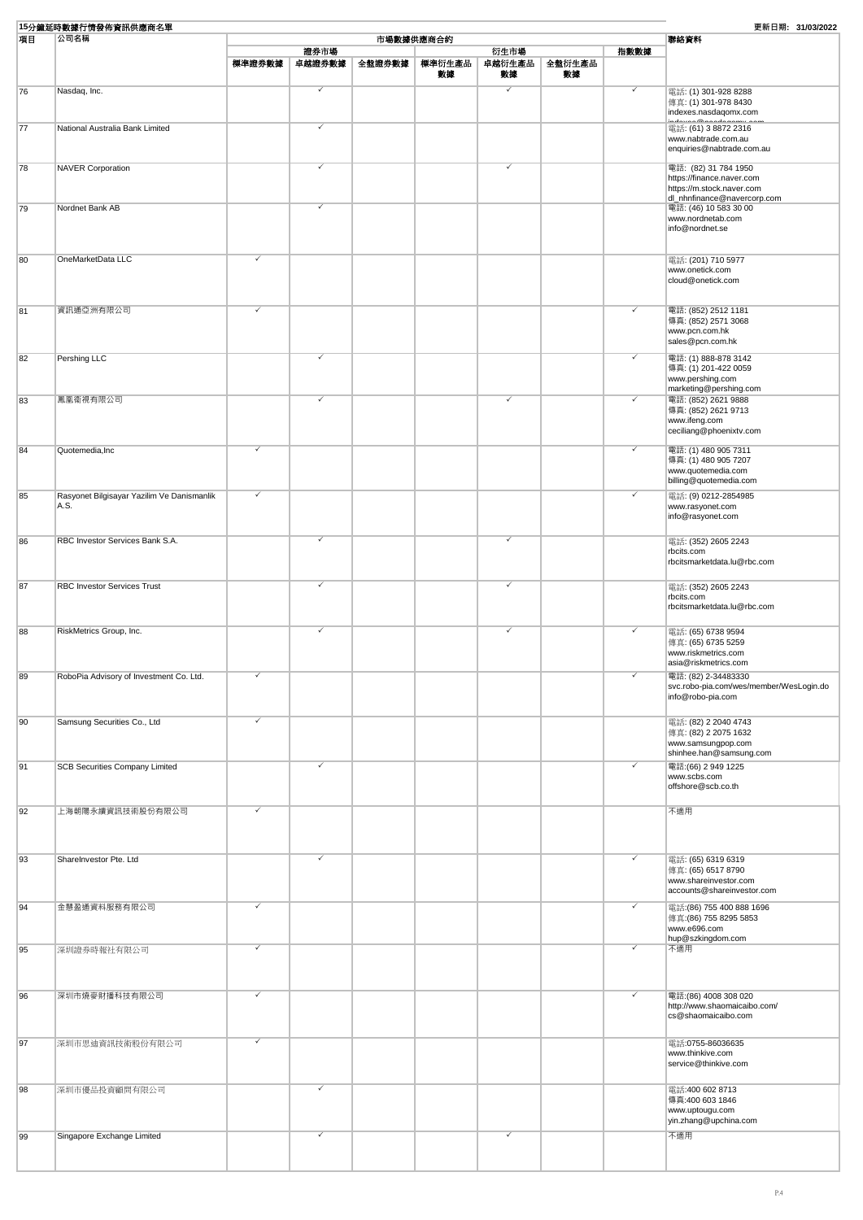**15分鐘延時數據行情發佈資訊供應商名單** 更新日期: **31/03/2022**

| 項目 | 公司名稱 | 市場數據供應商合約 | | | | | | | 聯絡資料 |
|---|---|---|---|---|---|---|---|---|---|
| | | 證券市場 | | | 衍生市場 | | | 指數數據 | |
| | | 標準證券數據 | 卓越證券數據 | 全盤證券數據 | 標準衍生產品數據 | 卓越衍生產品數據 | 全盤衍生產品數據 | | |
| 76 | Nasdaq, Inc. | | ✓ | | | ✓ | | ✓ | 電話: (1) 301-928 8288<br>傳真: (1) 301-978 8430<br>indexes.nasdaqomx.com<br>indexes@nasdaqomx.com |
| 77 | National Australia Bank Limited | | ✓ | | | | | | 電話: (61) 3 8872 2316<br>www.nabtrade.com.au<br>enquiries@nabtrade.com.au |
| 78 | NAVER Corporation | | ✓ | | | ✓ | | | 電話: (82) 31 784 1950<br>https://finance.naver.com<br>https://m.stock.naver.com<br>dl_nhnfinance@navercorp.com |
| 79 | Nordnet Bank AB | | ✓ | | | | | | 電話: (46) 10 583 30 00<br>www.nordnetab.com<br>info@nordnet.se |
| 80 | OneMarketData LLC | ✓ | | | | | | | 電話: (201) 710 5977<br>www.onetick.com<br>cloud@onetick.com |
| 81 | 資訊通亞洲有限公司 | ✓ | | | | | | ✓ | 電話: (852) 2512 1181<br>傳真: (852) 2571 3068<br>www.pcn.com.hk<br>sales@pcn.com.hk |
| 82 | Pershing LLC | | ✓ | | | | | ✓ | 電話: (1) 888-878 3142<br>傳真: (1) 201-422 0059<br>www.pershing.com<br>marketing@pershing.com |
| 83 | 鳳凰衛視有限公司 | | ✓ | | | ✓ | | ✓ | 電話: (852) 2621 9888<br>傳真: (852) 2621 9713<br>www.ifeng.com<br>ceciliang@phoenixtv.com |
| 84 | Quotemedia,Inc | ✓ | | | | | | ✓ | 電話: (1) 480 905 7311<br>傳真: (1) 480 905 7207<br>www.quotemedia.com<br>billing@quotemedia.com |
| 85 | Rasyonet Bilgisayar Yazilim Ve Danismanlik A.S. | ✓ | | | | | | ✓ | 電話: (9) 0212-2854985<br>www.rasyonet.com<br>info@rasyonet.com |
| 86 | RBC Investor Services Bank S.A. | | ✓ | | | ✓ | | | 電話: (352) 2605 2243<br>rbcits.com<br>rbcitsmarketdata.lu@rbc.com |
| 87 | RBC Investor Services Trust | | ✓ | | | ✓ | | | 電話: (352) 2605 2243<br>rbcits.com<br>rbcitsmarketdata.lu@rbc.com |
| 88 | RiskMetrics Group, Inc. | | ✓ | | | ✓ | | ✓ | 電話: (65) 6738 9594<br>傳真: (65) 6735 5259<br>www.riskmetrics.com<br>asia@riskmetrics.com |
| 89 | RoboPia Advisory of Investment Co. Ltd. | ✓ | | | | | | ✓ | 電話: (82) 2-34483330<br>svc.robo-pia.com/wes/member/WesLogin.do<br>info@robo-pia.com |
| 90 | Samsung Securities Co., Ltd | ✓ | | | | | | | 電話: (82) 2 2040 4743<br>傳真: (82) 2 2075 1632<br>www.samsungpop.com<br>shinhee.han@samsung.com |
| 91 | SCB Securities Company Limited | | ✓ | | | | | ✓ | 電話:(66) 2 949 1225<br>www.scbs.com<br>offshore@scb.co.th |
| 92 | 上海朝陽永續資訊技術股份有限公司 | ✓ | | | | | | | 不適用 |
| 93 | ShareInvestor Pte. Ltd | | ✓ | | | | | ✓ | 電話: (65) 6319 6319<br>傳真: (65) 6517 8790<br>www.shareinvestor.com<br>accounts@shareinvestor.com |
| 94 | 金慧盈通資料服務有限公司 | ✓ | | | | | | ✓ | 電話:(86) 755 400 888 1696<br>傳真:(86) 755 8295 5853<br>www.e696.com<br>hup@szkingdom.com |
| 95 | 深圳證券時報社有限公司 | ✓ | | | | | | ✓ | 不適用 |
| 96 | 深圳市燒麥財播科技有限公司 | ✓ | | | | | | | 電話:(86) 4008 308 020<br>http://www.shaomaicaibo.com/<br>cs@shaomaicaibo.com |
| 97 | 深圳市思迪資訊技術股份有限公司 | ✓ | | | | | | | 電話:0755-86036635<br>www.thinkive.com<br>service@thinkive.com |
| 98 | 深圳市優品投資顧問有限公司 | | ✓ | | | | | | 電話:400 602 8713<br>傳真:400 603 1846<br>www.uptougu.com<br>yin.zhang@upchina.com |
| 99 | Singapore Exchange Limited | | ✓ | | | ✓ | | | 不適用 |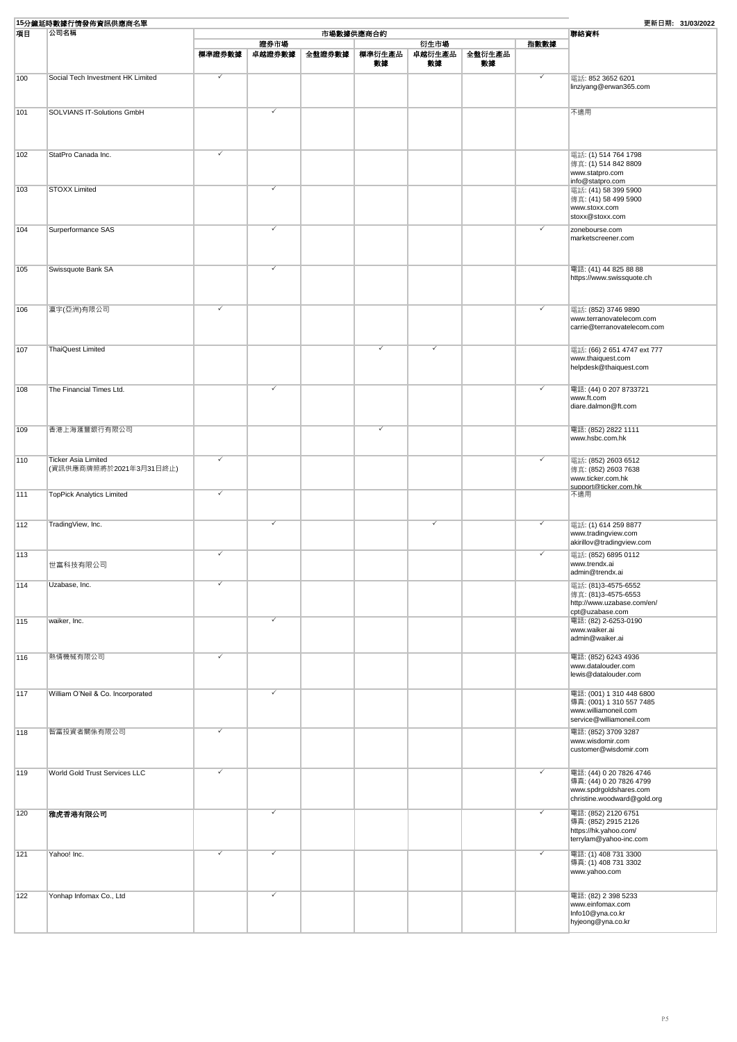15分鐘延時數據行情發佈資訊供應商名單

更新日期: 31/03/2022

| 項目 | 公司名稱 | 市場數據供應商合約 | | | | | | | 聯絡資料 |
|---|---|---|---|---|---|---|---|---|---|
| | | 證券市場 | | | 衍生市場 | | | 指數數據 | |
| | | 標準證券數據 | 卓越證券數據 | 全盤證券數據 | 標準衍生產品數據 | 卓越衍生產品數據 | 全盤衍生產品數據 | | |
| 100 | Social Tech Investment HK Limited | ✓ | | | | | | ✓ | 電話: 852 3652 6201<br>linziyang@erwan365.com |
| 101 | SOLVIANS IT-Solutions GmbH | | ✓ | | | | | | 不適用 |
| 102 | StatPro Canada Inc. | ✓ | | | | | | | 電話: (1) 514 764 1798<br>傳真: (1) 514 842 8809<br>www.statpro.com<br>info@statpro.com |
| 103 | STOXX Limited | | ✓ | | | | | | 電話: (41) 58 399 5900<br>傳真: (41) 58 499 5900<br>www.stoxx.com<br>stoxx@stoxx.com |
| 104 | Surperformance SAS | | ✓ | | | | | ✓ | zonebourse.com<br>marketscreener.com |
| 105 | Swissquote Bank SA | | ✓ | | | | | | 電話: (41) 44 825 88 88<br>https://www.swissquote.ch |
| 106 | 瀛宇(亞洲)有限公司 | ✓ | | | | | | ✓ | 電話: (852) 3746 9890<br>www.terranovatelecom.com<br>carrie@terranovatelecom.com |
| 107 | ThaiQuest Limited | | | | ✓ | ✓ | | | 電話: (66) 2 651 4747 ext 777<br>www.thaiquest.com<br>helpdesk@thaiquest.com |
| 108 | The Financial Times Ltd. | | ✓ | | | | | ✓ | 電話: (44) 0 207 8733721<br>www.ft.com<br>diare.dalmon@ft.com |
| 109 | 香港上海滙豐銀行有限公司 | | | | ✓ | | | | 電話: (852) 2822 1111<br>www.hsbc.com.hk |
| 110 | Ticker Asia Limited<br>(資訊供應商牌照將於2021年3月31日終止) | ✓ | | | | | | ✓ | 電話: (852) 2603 6512<br>傳真: (852) 2603 7638<br>www.ticker.com.hk<br>support@ticker.com.hk |
| 111 | TopPick Analytics Limited | ✓ | | | | | | | 不適用 |
| 112 | TradingView, Inc. | | ✓ | | | ✓ | | ✓ | 電話: (1) 614 259 8877<br>www.tradingview.com<br>akirillov@tradingview.com |
| 113 | 世富科技有限公司 | ✓ | | | | | | ✓ | 電話: (852) 6895 0112<br>www.trendx.ai<br>admin@trendx.ai |
| 114 | Uzabase, Inc. | ✓ | | | | | | | 電話: (81)3-4575-6552<br>傳真: (81)3-4575-6553<br>http://www.uzabase.com/en/<br>cpt@uzabase.com |
| 115 | waiker, Inc. | | ✓ | | | | | | 電話: (82) 2-6253-0190<br>www.waiker.ai<br>admin@waiker.ai |
| 116 | 熱情機械有限公司 | ✓ | | | | | | | 電話: (852) 6243 4936<br>www.datalouder.com<br>lewis@datalouder.com |
| 117 | William O'Neil & Co. Incorporated | | ✓ | | | | | | 電話: (001) 1 310 448 6800<br>傳真: (001) 1 310 557 7485<br>www.williamoneil.com<br>service@williamoneil.com |
| 118 | 智富投資者關係有限公司 | ✓ | | | | | | | 電話: (852) 3709 3287<br>www.wisdomir.com<br>customer@wisdomir.com |
| 119 | World Gold Trust Services LLC | ✓ | | | | | | ✓ | 電話: (44) 0 20 7826 4746<br>傳真: (44) 0 20 7826 4799<br>www.spdrgoldshares.com<br>christine.woodward@gold.org |
| 120 | **雅虎香港有限公司** | | ✓ | | | | | ✓ | 電話: (852) 2120 6751<br>傳真: (852) 2915 2126<br>https://hk.yahoo.com/<br>terrylam@yahoo-inc.com |
| 121 | Yahoo! Inc. | ✓ | ✓ | | | | | ✓ | 電話: (1) 408 731 3300<br>傳真: (1) 408 731 3302<br>www.yahoo.com |
| 122 | Yonhap Infomax Co., Ltd | | ✓ | | | | | | 電話: (82) 2 398 5233<br>www.einfomax.com<br>Info10@yna.co.kr<br>hyjeong@yna.co.kr |